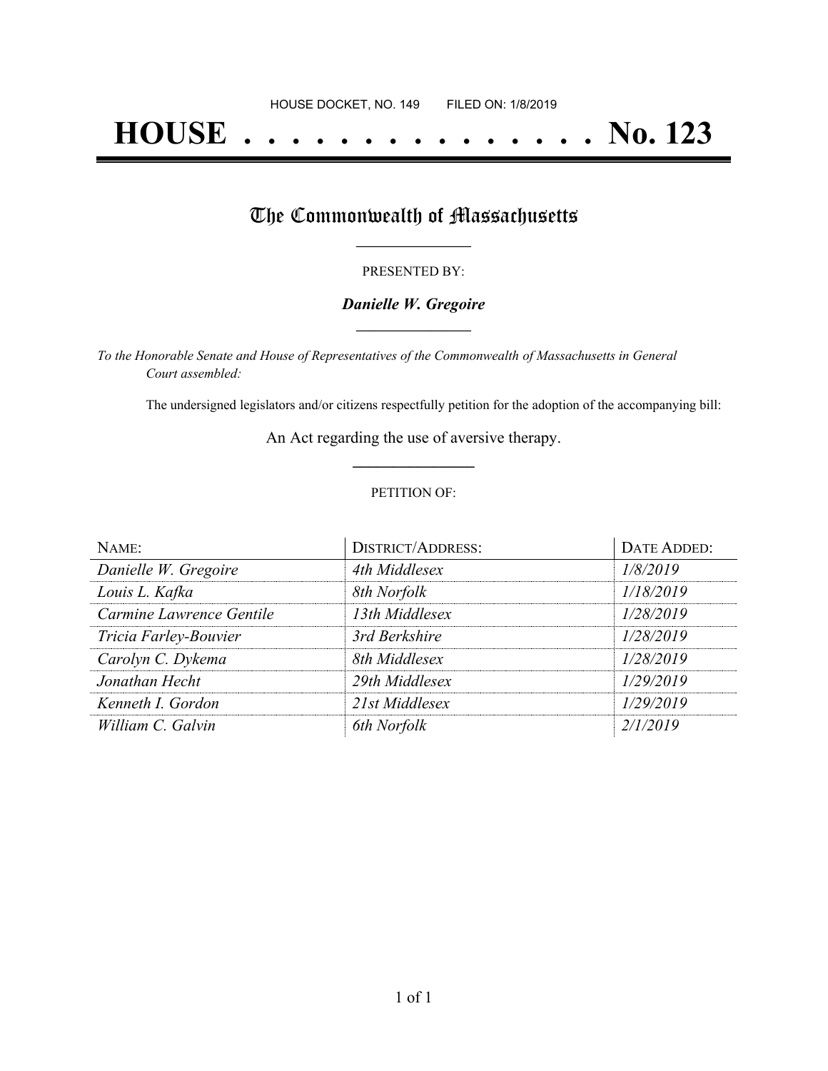HOUSE DOCKET, NO. 149 FILED ON: 1/8/2019

# HOUSE . . . . . . . . . . . . . . . No. 123

## The Commonwealth of Massachusetts

PRESENTED BY:

***Danielle W. Gregoire***

*To the Honorable Senate and House of Representatives of the Commonwealth of Massachusetts in General Court assembled:*

The undersigned legislators and/or citizens respectfully petition for the adoption of the accompanying bill:

An Act regarding the use of aversive therapy.

PETITION OF:

| NAME: | DISTRICT/ADDRESS: | DATE ADDED: |
| --- | --- | --- |
| *Danielle W. Gregoire* | *4th Middlesex* | *1/8/2019* |
| *Louis L. Kafka* | *8th Norfolk* | *1/18/2019* |
| *Carmine Lawrence Gentile* | *13th Middlesex* | *1/28/2019* |
| *Tricia Farley-Bouvier* | *3rd Berkshire* | *1/28/2019* |
| *Carolyn C. Dykema* | *8th Middlesex* | *1/28/2019* |
| *Jonathan Hecht* | *29th Middlesex* | *1/29/2019* |
| *Kenneth I. Gordon* | *21st Middlesex* | *1/29/2019* |
| *William C. Galvin* | *6th Norfolk* | *2/1/2019* |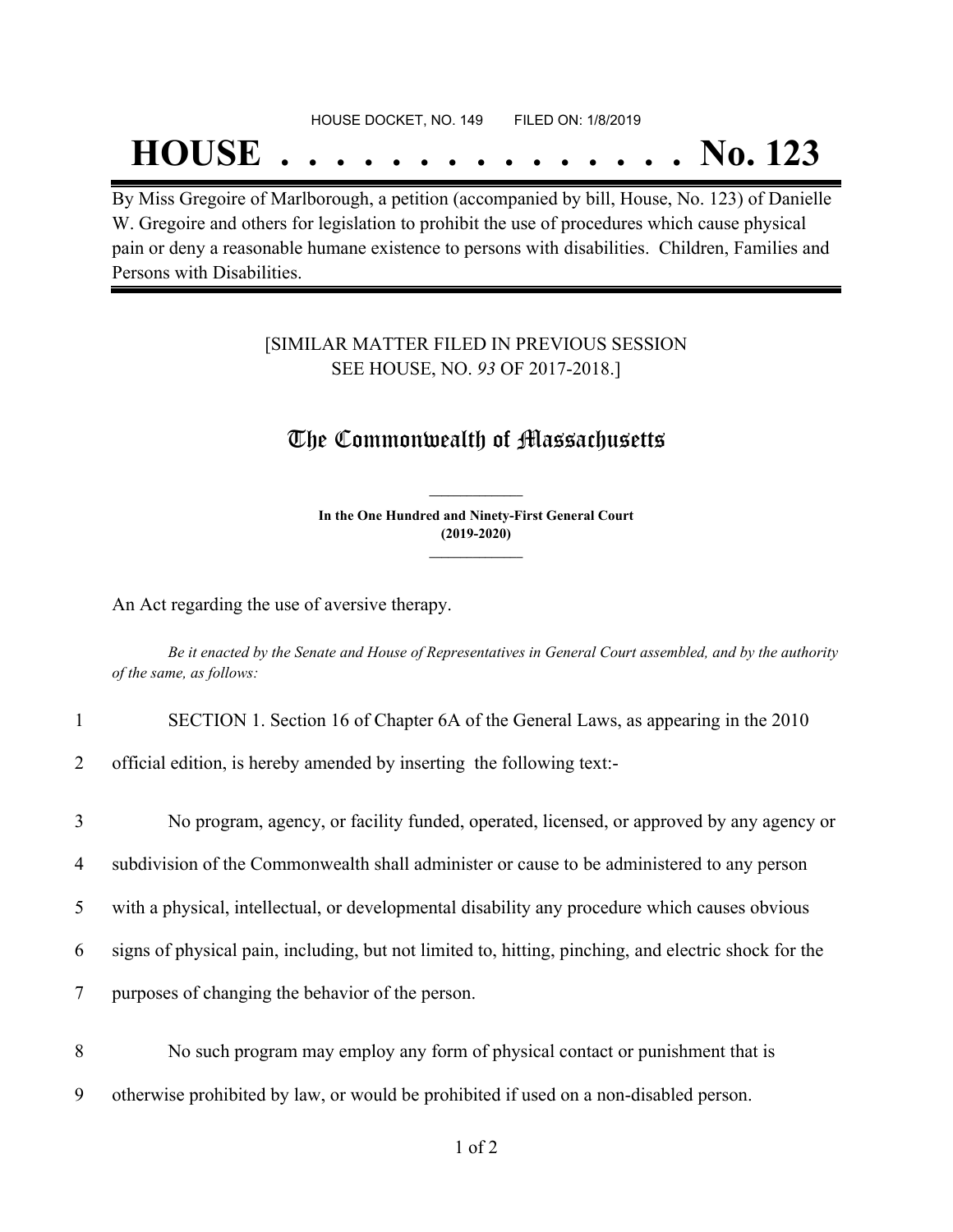HOUSE DOCKET, NO. 149        FILED ON: 1/8/2019

# HOUSE . . . . . . . . . . . . . . . No. 123

By Miss Gregoire of Marlborough, a petition (accompanied by bill, House, No. 123) of Danielle W. Gregoire and others for legislation to prohibit the use of procedures which cause physical pain or deny a reasonable humane existence to persons with disabilities. Children, Families and Persons with Disabilities.

[SIMILAR MATTER FILED IN PREVIOUS SESSION
SEE HOUSE, NO. *93* OF 2017-2018.]

## The Commonwealth of Massachusetts

**In the One Hundred and Ninety-First General Court**
**(2019-2020)**

An Act regarding the use of aversive therapy.

*Be it enacted by the Senate and House of Representatives in General Court assembled, and by the authority of the same, as follows:*

1 SECTION 1. Section 16 of Chapter 6A of the General Laws, as appearing in the 2010
2 official edition, is hereby amended by inserting the following text:-

3 No program, agency, or facility funded, operated, licensed, or approved by any agency or
4 subdivision of the Commonwealth shall administer or cause to be administered to any person
5 with a physical, intellectual, or developmental disability any procedure which causes obvious
6 signs of physical pain, including, but not limited to, hitting, pinching, and electric shock for the
7 purposes of changing the behavior of the person.

8 No such program may employ any form of physical contact or punishment that is
9 otherwise prohibited by law, or would be prohibited if used on a non-disabled person.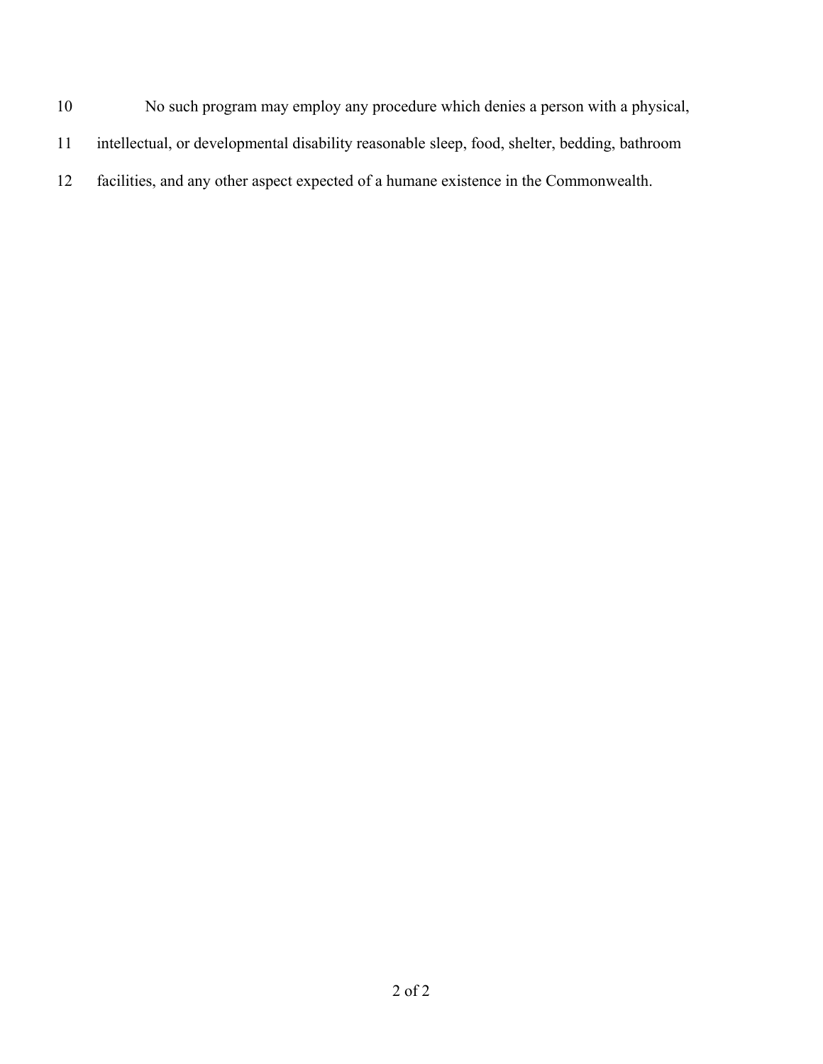No such program may employ any procedure which denies a person with a physical, intellectual, or developmental disability reasonable sleep, food, shelter, bedding, bathroom facilities, and any other aspect expected of a humane existence in the Commonwealth.